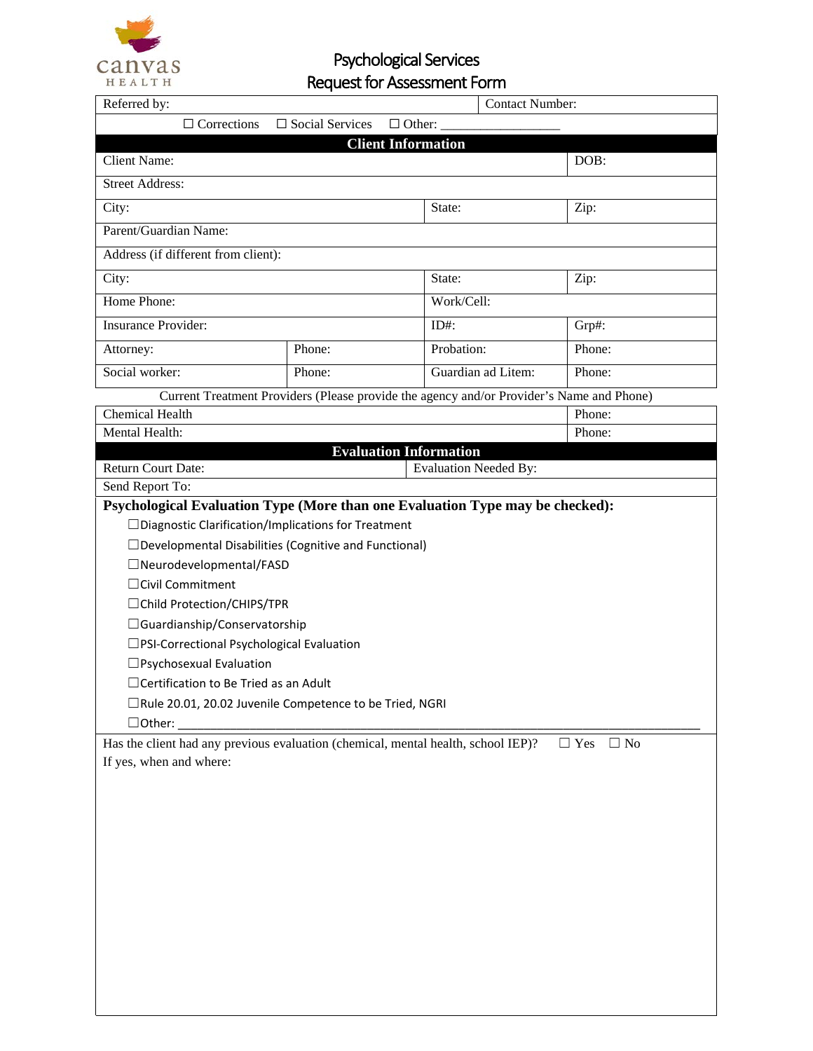canvas HEALTH

# Psychological Services
# Request for Assessment Form

| Referred by: | | | | Contact Number: |
|---|---|---|---|---|
| ☐ Corrections ☐ Social Services ☐ Other: _________________ | | | | |

**Client Information**

| | | | |
|---|---|---|---|
| Client Name: | | | DOB: |
| Street Address: | | | |
| City: | | State: | Zip: |
| Parent/Guardian Name: | | | |
| Address (if different from client): | | | |
| City: | | State: | Zip: |
| Home Phone: | | Work/Cell: | |
| Insurance Provider: | | ID#: | Grp#: |
| Attorney: | Phone: | Probation: | Phone: |
| Social worker: | Phone: | Guardian ad Litem: | Phone: |

Current Treatment Providers (Please provide the agency and/or Provider's Name and Phone)

| | |
|---|---|
| Chemical Health | Phone: |
| Mental Health: | Phone: |

**Evaluation Information**

| | |
|---|---|
| Return Court Date: | Evaluation Needed By: |
| Send Report To: | |

**Psychological Evaluation Type (More than one Evaluation Type may be checked):**

- ☐Diagnostic Clarification/Implications for Treatment
- ☐Developmental Disabilities (Cognitive and Functional)
- ☐Neurodevelopmental/FASD
- ☐Civil Commitment
- ☐Child Protection/CHIPS/TPR
- ☐Guardianship/Conservatorship
- ☐PSI-Correctional Psychological Evaluation
- ☐Psychosexual Evaluation
- ☐Certification to Be Tried as an Adult
- ☐Rule 20.01, 20.02 Juvenile Competence to be Tried, NGRI
- ☐Other: ___________________________________________________________________________

Has the client had any previous evaluation (chemical, mental health, school IEP)? ☐ Yes ☐ No

If yes, when and where: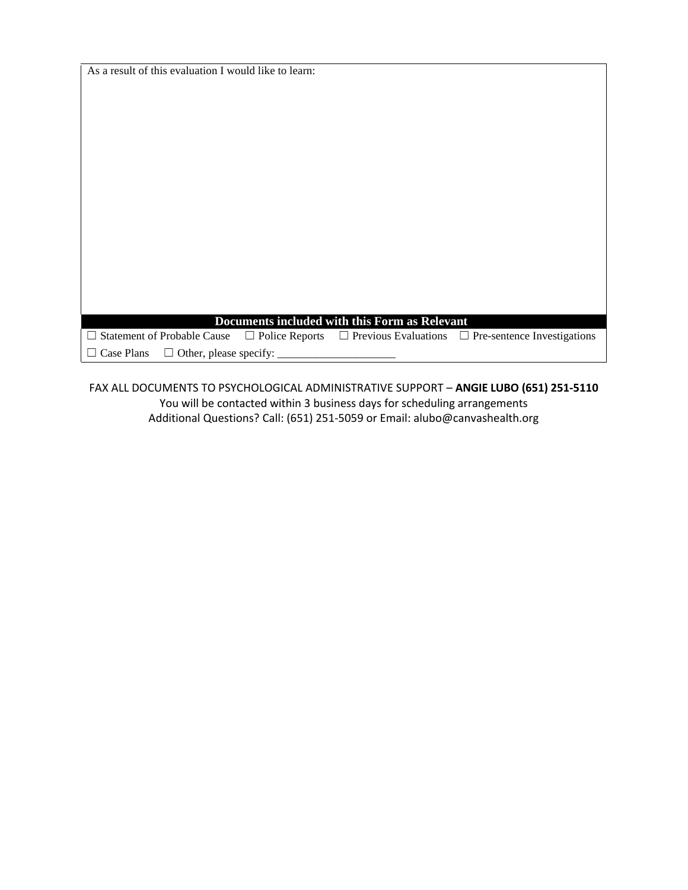As a result of this evaluation I would like to learn:

**Documents included with this Form as Relevant**

☐ Statement of Probable Cause ☐ Police Reports ☐ Previous Evaluations ☐ Pre-sentence Investigations

☐ Case Plans ☐ Other, please specify: _____________________

FAX ALL DOCUMENTS TO PSYCHOLOGICAL ADMINISTRATIVE SUPPORT – **ANGIE LUBO (651) 251-5110**

You will be contacted within 3 business days for scheduling arrangements

Additional Questions? Call: (651) 251-5059 or Email: alubo@canvashealth.org